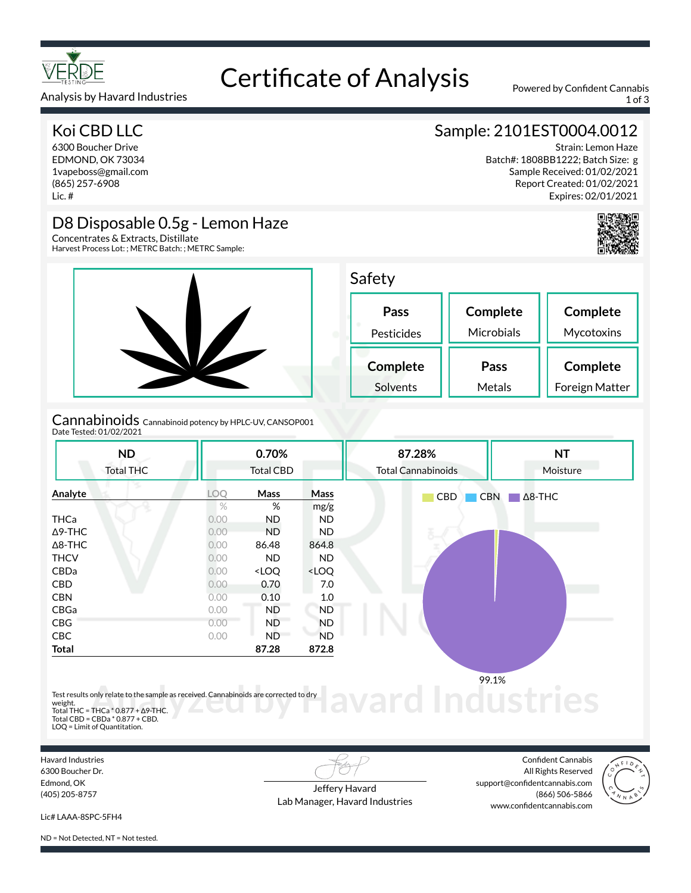# Certificate of Analysis

Analysis by Havard Industries

Powered by Confident Cannabis

## Koi CBD LLC

6300 Boucher Drive
EDMOND, OK 73034
1vapeboss@gmail.com
(865) 257-6908
Lic. #

## Sample: 2101EST0004.0012

Strain: Lemon Haze
Batch#: 1808BB1222; Batch Size: g
Sample Received: 01/02/2021
Report Created: 01/02/2021
Expires: 02/01/2021

## D8 Disposable 0.5g - Lemon Haze

Concentrates & Extracts, Distillate
Harvest Process Lot: ; METRC Batch: ; METRC Sample:

## Safety

| Pass | Complete | Complete |
|---|---|---|
| Pesticides | Microbials | Mycotoxins |
| **Complete** | **Pass** | **Complete** |
| Solvents | Metals | Foreign Matter |

## Cannabinoids

Cannabinoid potency by HPLC-UV, CANSOP001
Date Tested: 01/02/2021

| ND | 0.70% | 87.28% | NT |
|---|---|---|---|
| Total THC | Total CBD | Total Cannabinoids | Moisture |

| Analyte | LOQ | Mass | Mass |
|---|---|---|---|
| | % | % | mg/g |
| THCa | 0.00 | ND | ND |
| Δ9-THC | 0.00 | ND | ND |
| Δ8-THC | 0.00 | 86.48 | 864.8 |
| THCV | 0.00 | ND | ND |
| CBDa | 0.00 | <LOQ | <LOQ |
| CBD | 0.00 | 0.70 | 7.0 |
| CBN | 0.00 | 0.10 | 1.0 |
| CBGa | 0.00 | ND | ND |
| CBG | 0.00 | ND | ND |
| CBC | 0.00 | ND | ND |
| **Total** | | **87.28** | **872.8** |

CBD, CBN, Δ8-THC: 99.1%

Test results only relate to the sample as received. Cannabinoids are corrected to dry weight.
Total THC = THCa * 0.877 + Δ9-THC.
Total CBD = CBDa * 0.877 + CBD.
LOQ = Limit of Quantitation.

Havard Industries
6300 Boucher Dr.
Edmond, OK
(405) 205-8757

Lic# LAAA-8SPC-5FH4

Jeffery Havard
Lab Manager, Havard Industries

Confident Cannabis
All Rights Reserved
support@confidentcannabis.com
(866) 506-5866
www.confidentcannabis.com

ND = Not Detected, NT = Not tested.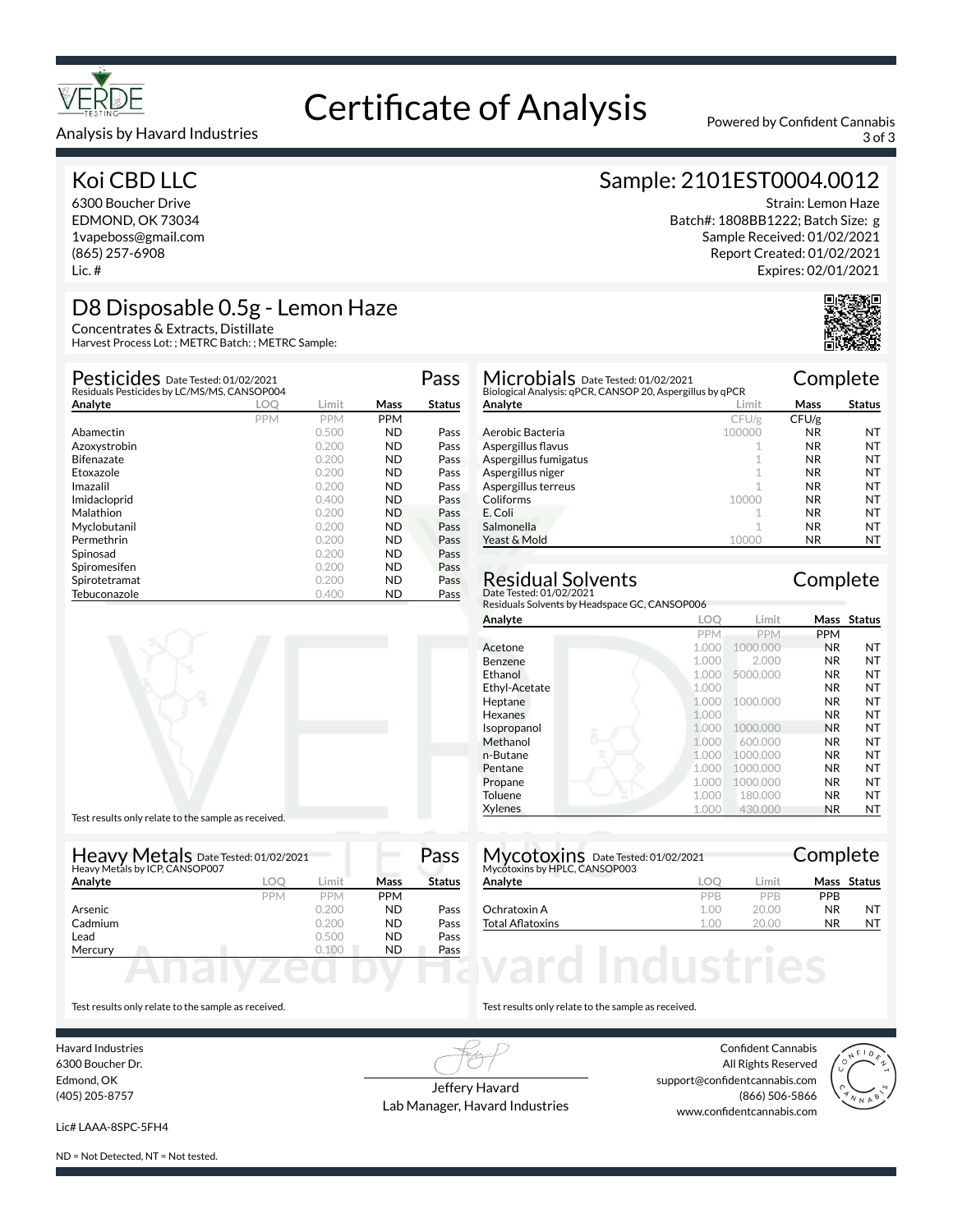# Certificate of Analysis

Analysis by Havard Industries

Powered by Confident Cannabis

## Koi CBD LLC

6300 Boucher Drive
EDMOND, OK 73034
1vapeboss@gmail.com
(865) 257-6908
Lic. #

## Sample: 2101EST0004.0012

Strain: Lemon Haze
Batch#: 1808BB1222; Batch Size: g
Sample Received: 01/02/2021
Report Created: 01/02/2021
Expires: 02/01/2021

## D8 Disposable 0.5g - Lemon Haze

Concentrates & Extracts, Distillate
Harvest Process Lot: ; METRC Batch: ; METRC Sample:

### Pesticides — Pass

Date Tested: 01/02/2021
Residuals Pesticides by LC/MS/MS, CANSOP004

| Analyte | LOQ | Limit | Mass | Status |
|---|---|---|---|---|
| | PPM | PPM | PPM | |
| Abamectin | | 0.500 | ND | Pass |
| Azoxystrobin | | 0.200 | ND | Pass |
| Bifenazate | | 0.200 | ND | Pass |
| Etoxazole | | 0.200 | ND | Pass |
| Imazalil | | 0.200 | ND | Pass |
| Imidacloprid | | 0.400 | ND | Pass |
| Malathion | | 0.200 | ND | Pass |
| Myclobutanil | | 0.200 | ND | Pass |
| Permethrin | | 0.200 | ND | Pass |
| Spinosad | | 0.200 | ND | Pass |
| Spiromesifen | | 0.200 | ND | Pass |
| Spirotetramat | | 0.200 | ND | Pass |
| Tebuconazole | | 0.400 | ND | Pass |

Test results only relate to the sample as received.

### Microbials — Complete

Date Tested: 01/02/2021
Biological Analysis: qPCR, CANSOP 20, Aspergillus by qPCR

| Analyte | Limit | Mass | Status |
|---|---|---|---|
| | CFU/g | CFU/g | |
| Aerobic Bacteria | 100000 | NR | NT |
| Aspergillus flavus | 1 | NR | NT |
| Aspergillus fumigatus | 1 | NR | NT |
| Aspergillus niger | 1 | NR | NT |
| Aspergillus terreus | 1 | NR | NT |
| Coliforms | 10000 | NR | NT |
| E. Coli | 1 | NR | NT |
| Salmonella | 1 | NR | NT |
| Yeast & Mold | 10000 | NR | NT |

### Residual Solvents — Complete

Date Tested: 01/02/2021
Residuals Solvents by Headspace GC, CANSOP006

| Analyte | LOQ | Limit | Mass | Status |
|---|---|---|---|---|
| | PPM | PPM | PPM | |
| Acetone | 1.000 | 1000.000 | NR | NT |
| Benzene | 1.000 | 2.000 | NR | NT |
| Ethanol | 1.000 | 5000.000 | NR | NT |
| Ethyl-Acetate | 1.000 | | NR | NT |
| Heptane | 1.000 | 1000.000 | NR | NT |
| Hexanes | 1.000 | | NR | NT |
| Isopropanol | 1.000 | 1000.000 | NR | NT |
| Methanol | 1.000 | 600.000 | NR | NT |
| n-Butane | 1.000 | 1000.000 | NR | NT |
| Pentane | 1.000 | 1000.000 | NR | NT |
| Propane | 1.000 | 1000.000 | NR | NT |
| Toluene | 1.000 | 180.000 | NR | NT |
| Xylenes | 1.000 | 430.000 | NR | NT |

### Heavy Metals — Pass

Date Tested: 01/02/2021
Heavy Metals by ICP, CANSOP007

| Analyte | LOQ | Limit | Mass | Status |
|---|---|---|---|---|
| | PPM | PPM | PPM | |
| Arsenic | | 0.200 | ND | Pass |
| Cadmium | | 0.200 | ND | Pass |
| Lead | | 0.500 | ND | Pass |
| Mercury | | 0.100 | ND | Pass |

Test results only relate to the sample as received.

### Mycotoxins — Complete

Date Tested: 01/02/2021
Mycotoxins by HPLC, CANSOP003

| Analyte | LOQ | Limit | Mass | Status |
|---|---|---|---|---|
| | PPB | PPB | PPB | |
| Ochratoxin A | 1.00 | 20.00 | NR | NT |
| Total Aflatoxins | 1.00 | 20.00 | NR | NT |

Test results only relate to the sample as received.

Havard Industries
6300 Boucher Dr.
Edmond, OK
(405) 205-8757

Lic# LAAA-8SPC-5FH4

Jeffery Havard
Lab Manager, Havard Industries

Confident Cannabis
All Rights Reserved
support@confidentcannabis.com
(866) 506-5866
www.confidentcannabis.com

ND = Not Detected, NT = Not tested.